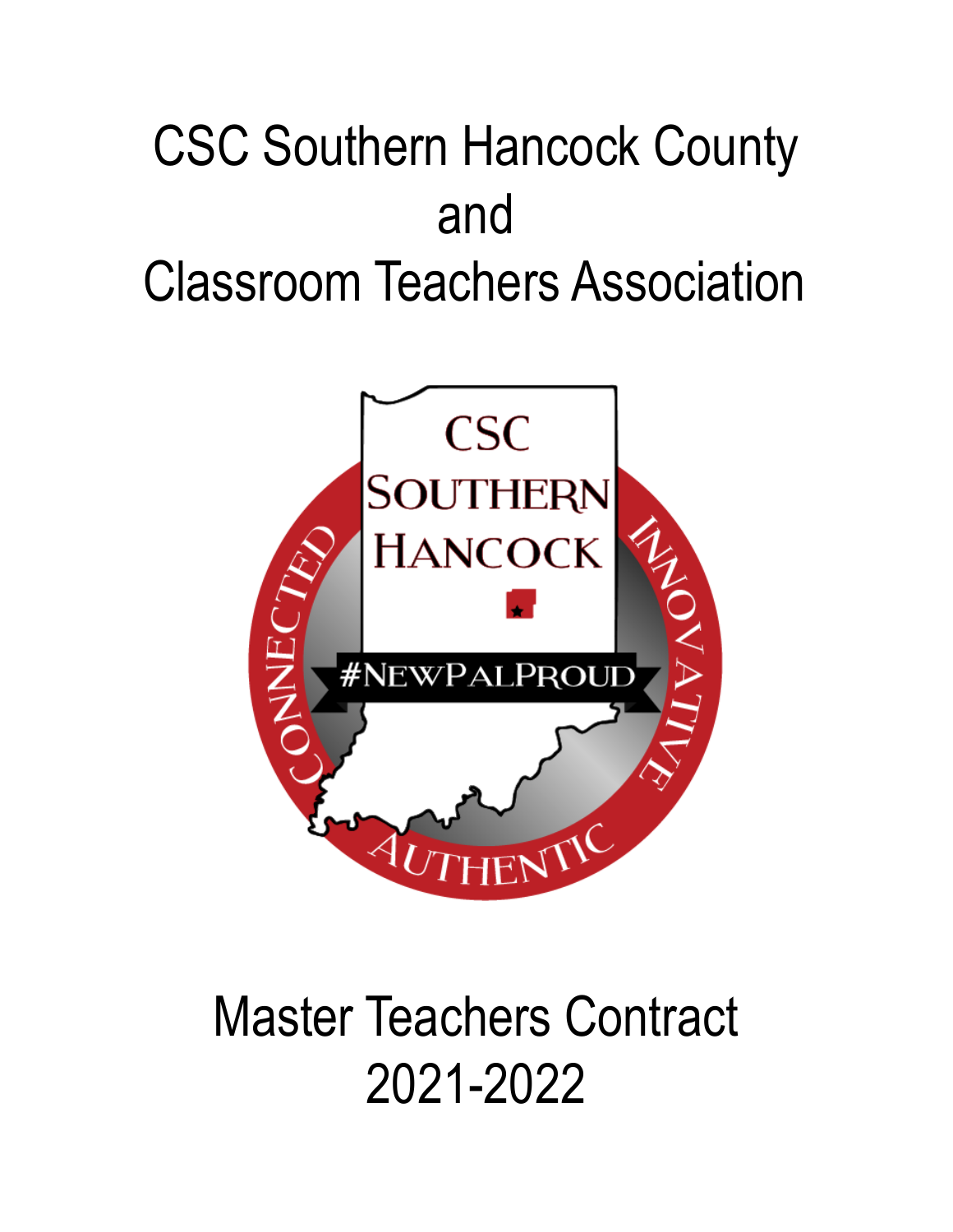# CSC Southern Hancock County and Classroom Teachers Association

# Master Teachers Contract 2021-2022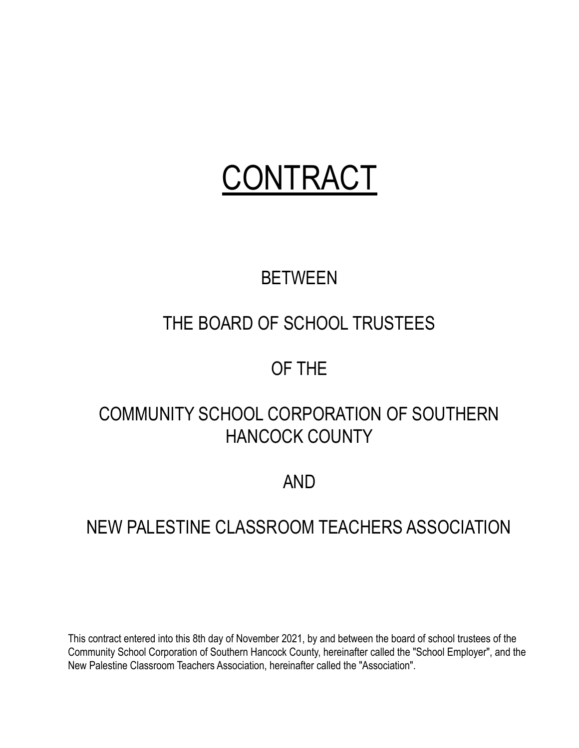# CONTRACT

BETWEEN

THE BOARD OF SCHOOL TRUSTEES

OF THE

COMMUNITY SCHOOL CORPORATION OF SOUTHERN HANCOCK COUNTY

AND

NEW PALESTINE CLASSROOM TEACHERS ASSOCIATION

This contract entered into this 8th day of November 2021, by and between the board of school trustees of the Community School Corporation of Southern Hancock County, hereinafter called the "School Employer", and the New Palestine Classroom Teachers Association, hereinafter called the "Association".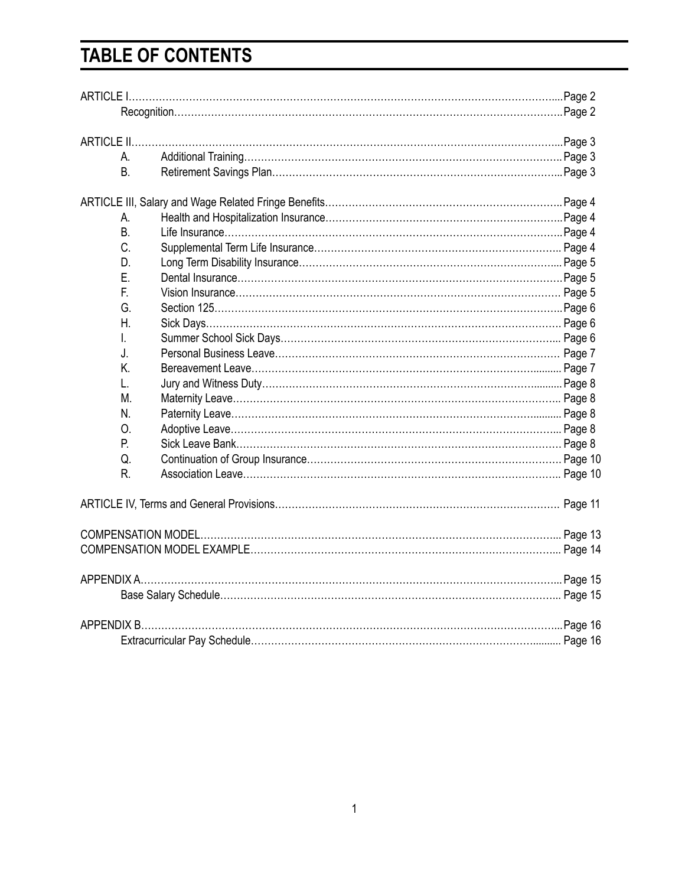# TABLE OF CONTENTS

| | | |
|---|---|---|
| ARTICLE I | | Page 2 |
| | Recognition | Page 2 |
| ARTICLE II | | Page 3 |
| A. | Additional Training | Page 3 |
| B. | Retirement Savings Plan | Page 3 |
| ARTICLE III, Salary and Wage Related Fringe Benefits | | Page 4 |
| A. | Health and Hospitalization Insurance | Page 4 |
| B. | Life Insurance | Page 4 |
| C. | Supplemental Term Life Insurance | Page 4 |
| D. | Long Term Disability Insurance | Page 5 |
| E. | Dental Insurance | Page 5 |
| F. | Vision Insurance | Page 5 |
| G. | Section 125 | Page 6 |
| H. | Sick Days | Page 6 |
| I. | Summer School Sick Days | Page 6 |
| J. | Personal Business Leave | Page 7 |
| K. | Bereavement Leave | Page 7 |
| L. | Jury and Witness Duty | Page 8 |
| M. | Maternity Leave | Page 8 |
| N. | Paternity Leave | Page 8 |
| O. | Adoptive Leave | Page 8 |
| P. | Sick Leave Bank | Page 8 |
| Q. | Continuation of Group Insurance | Page 10 |
| R. | Association Leave | Page 10 |
| ARTICLE IV, Terms and General Provisions | | Page 11 |
| COMPENSATION MODEL | | Page 13 |
| COMPENSATION MODEL EXAMPLE | | Page 14 |
| APPENDIX A | | Page 15 |
| | Base Salary Schedule | Page 15 |
| APPENDIX B | | Page 16 |
| | Extracurricular Pay Schedule | Page 16 |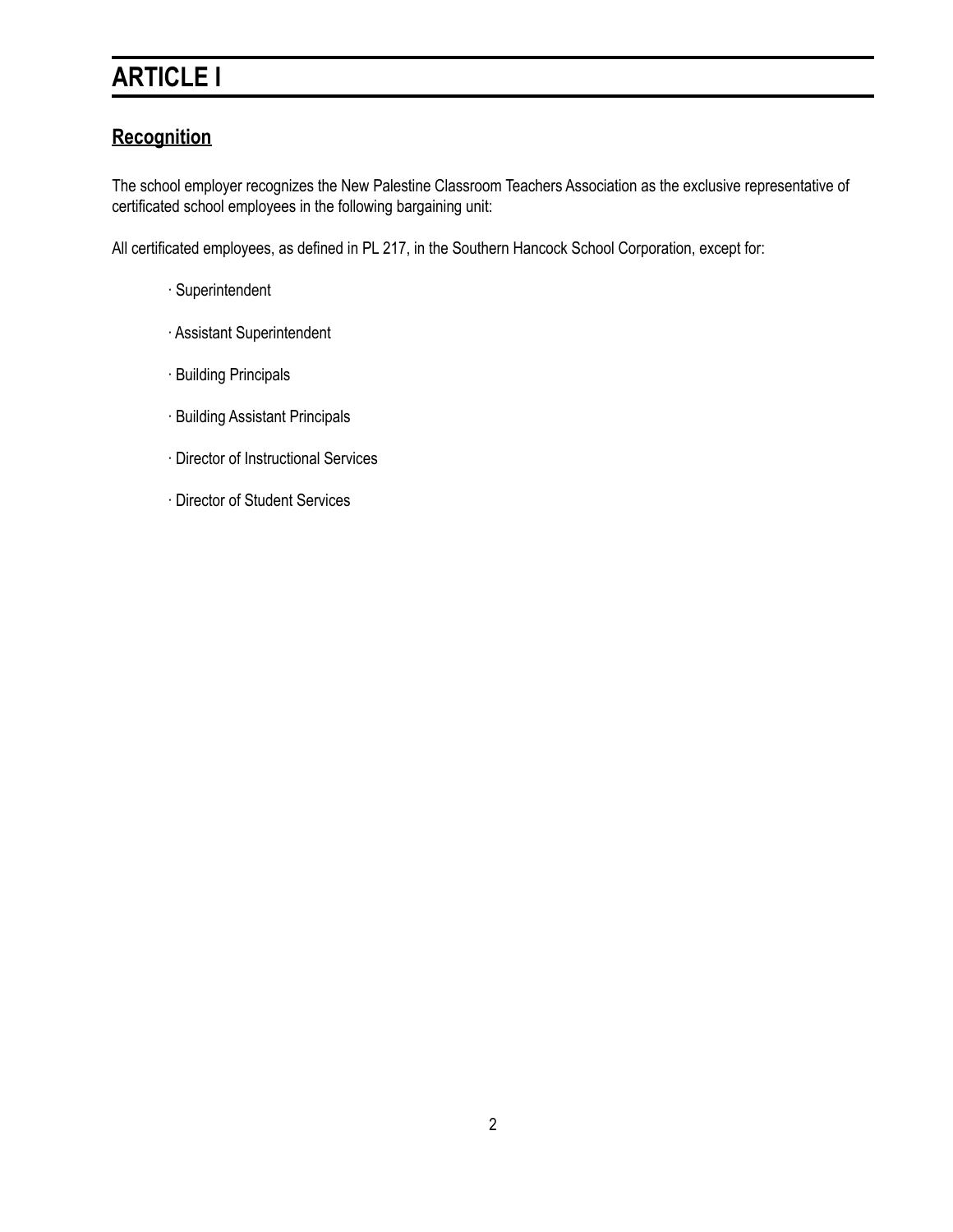# ARTICLE I

## Recognition

The school employer recognizes the New Palestine Classroom Teachers Association as the exclusive representative of certificated school employees in the following bargaining unit:

All certificated employees, as defined in PL 217, in the Southern Hancock School Corporation, except for:

- Superintendent
- Assistant Superintendent
- Building Principals
- Building Assistant Principals
- Director of Instructional Services
- Director of Student Services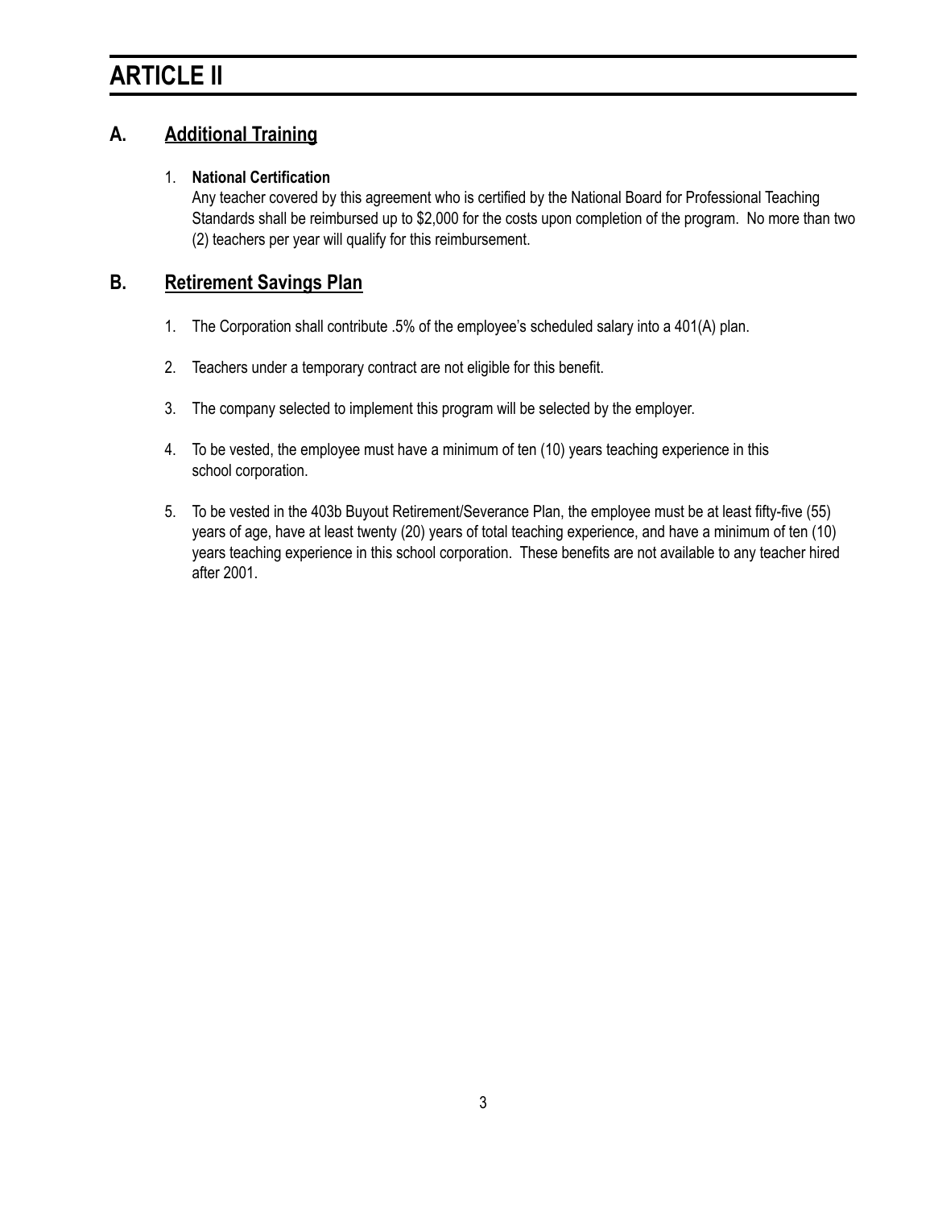# ARTICLE II

## A. Additional Training

1. **National Certification**
   Any teacher covered by this agreement who is certified by the National Board for Professional Teaching Standards shall be reimbursed up to $2,000 for the costs upon completion of the program. No more than two (2) teachers per year will qualify for this reimbursement.

## B. Retirement Savings Plan

1. The Corporation shall contribute .5% of the employee's scheduled salary into a 401(A) plan.

2. Teachers under a temporary contract are not eligible for this benefit.

3. The company selected to implement this program will be selected by the employer.

4. To be vested, the employee must have a minimum of ten (10) years teaching experience in this school corporation.

5. To be vested in the 403b Buyout Retirement/Severance Plan, the employee must be at least fifty-five (55) years of age, have at least twenty (20) years of total teaching experience, and have a minimum of ten (10) years teaching experience in this school corporation. These benefits are not available to any teacher hired after 2001.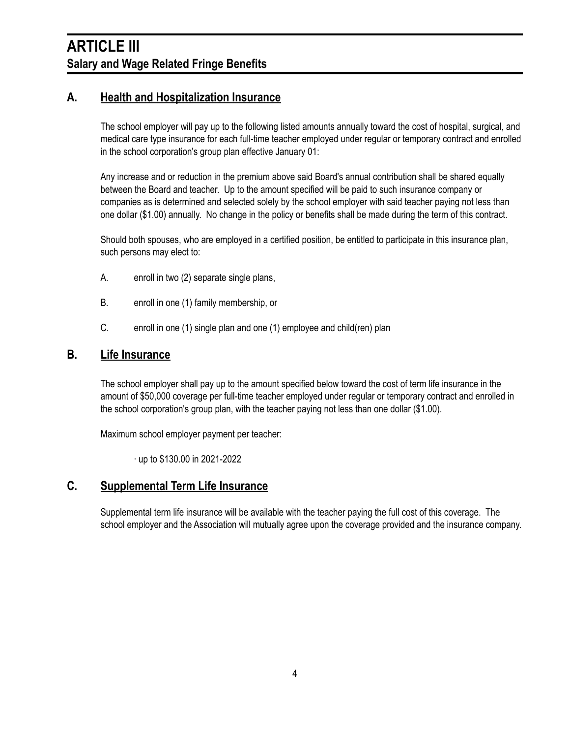# ARTICLE III
## Salary and Wage Related Fringe Benefits

### A. Health and Hospitalization Insurance

The school employer will pay up to the following listed amounts annually toward the cost of hospital, surgical, and medical care type insurance for each full-time teacher employed under regular or temporary contract and enrolled in the school corporation's group plan effective January 01:

Any increase and or reduction in the premium above said Board's annual contribution shall be shared equally between the Board and teacher. Up to the amount specified will be paid to such insurance company or companies as is determined and selected solely by the school employer with said teacher paying not less than one dollar ($1.00) annually. No change in the policy or benefits shall be made during the term of this contract.

Should both spouses, who are employed in a certified position, be entitled to participate in this insurance plan, such persons may elect to:

A. enroll in two (2) separate single plans,

B. enroll in one (1) family membership, or

C. enroll in one (1) single plan and one (1) employee and child(ren) plan

### B. Life Insurance

The school employer shall pay up to the amount specified below toward the cost of term life insurance in the amount of $50,000 coverage per full-time teacher employed under regular or temporary contract and enrolled in the school corporation's group plan, with the teacher paying not less than one dollar ($1.00).

Maximum school employer payment per teacher:

- up to $130.00 in 2021-2022

### C. Supplemental Term Life Insurance

Supplemental term life insurance will be available with the teacher paying the full cost of this coverage. The school employer and the Association will mutually agree upon the coverage provided and the insurance company.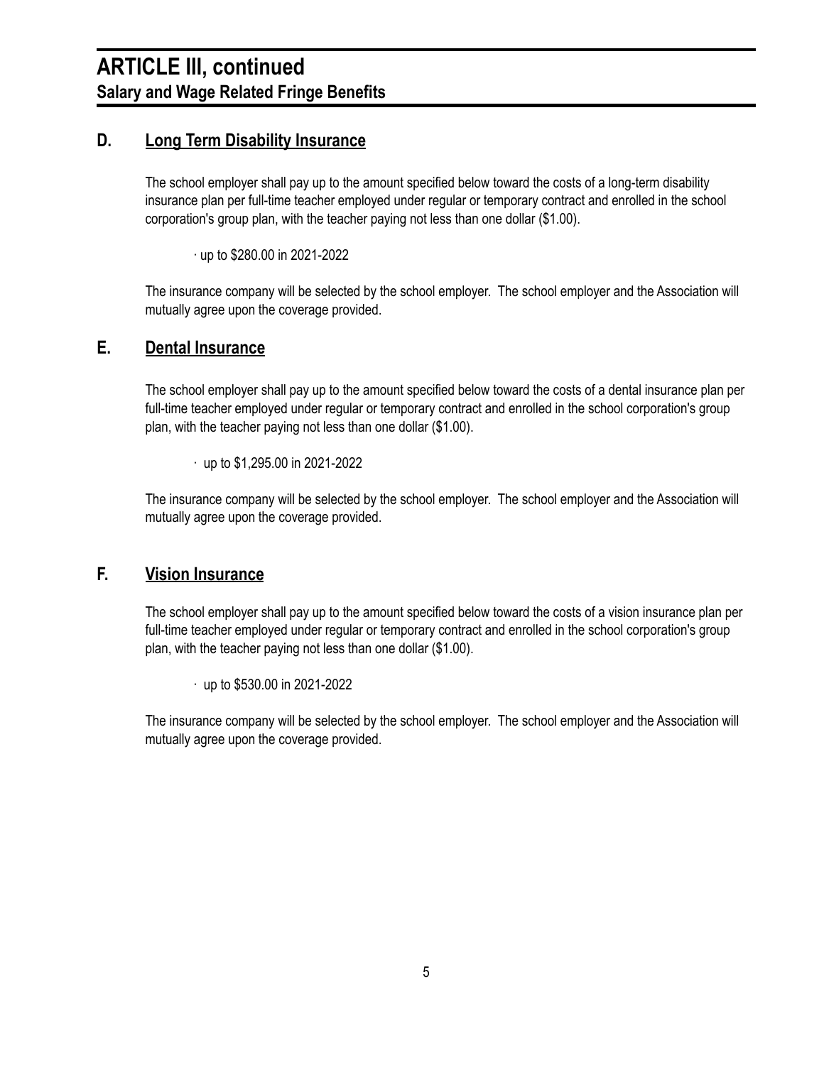# ARTICLE III, continued
## Salary and Wage Related Fringe Benefits

### D. Long Term Disability Insurance

The school employer shall pay up to the amount specified below toward the costs of a long-term disability insurance plan per full-time teacher employed under regular or temporary contract and enrolled in the school corporation's group plan, with the teacher paying not less than one dollar ($1.00).

- up to $280.00 in 2021-2022

The insurance company will be selected by the school employer. The school employer and the Association will mutually agree upon the coverage provided.

### E. Dental Insurance

The school employer shall pay up to the amount specified below toward the costs of a dental insurance plan per full-time teacher employed under regular or temporary contract and enrolled in the school corporation's group plan, with the teacher paying not less than one dollar ($1.00).

- up to $1,295.00 in 2021-2022

The insurance company will be selected by the school employer. The school employer and the Association will mutually agree upon the coverage provided.

### F. Vision Insurance

The school employer shall pay up to the amount specified below toward the costs of a vision insurance plan per full-time teacher employed under regular or temporary contract and enrolled in the school corporation's group plan, with the teacher paying not less than one dollar ($1.00).

- up to $530.00 in 2021-2022

The insurance company will be selected by the school employer. The school employer and the Association will mutually agree upon the coverage provided.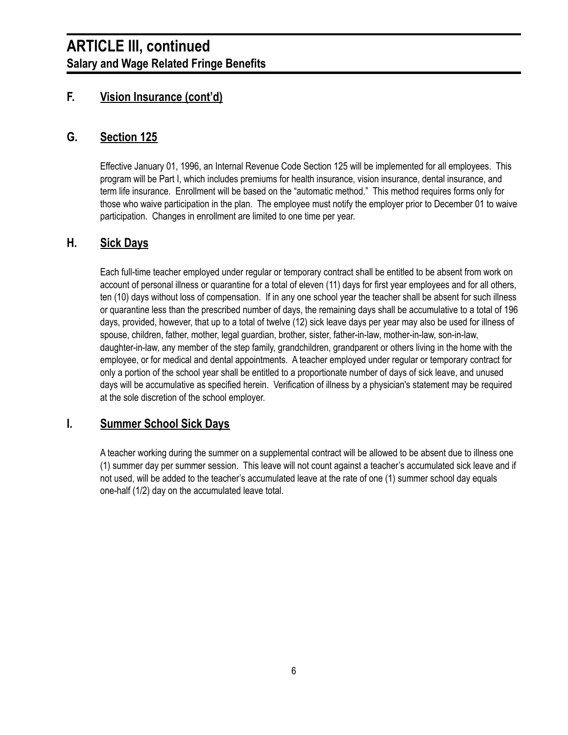# ARTICLE III, continued
## Salary and Wage Related Fringe Benefits

### F. Vision Insurance (cont'd)

### G. Section 125

Effective January 01, 1996, an Internal Revenue Code Section 125 will be implemented for all employees. This program will be Part I, which includes premiums for health insurance, vision insurance, dental insurance, and term life insurance. Enrollment will be based on the "automatic method." This method requires forms only for those who waive participation in the plan. The employee must notify the employer prior to December 01 to waive participation. Changes in enrollment are limited to one time per year.

### H. Sick Days

Each full-time teacher employed under regular or temporary contract shall be entitled to be absent from work on account of personal illness or quarantine for a total of eleven (11) days for first year employees and for all others, ten (10) days without loss of compensation. If in any one school year the teacher shall be absent for such illness or quarantine less than the prescribed number of days, the remaining days shall be accumulative to a total of 196 days, provided, however, that up to a total of twelve (12) sick leave days per year may also be used for illness of spouse, children, father, mother, legal guardian, brother, sister, father-in-law, mother-in-law, son-in-law, daughter-in-law, any member of the step family, grandchildren, grandparent or others living in the home with the employee, or for medical and dental appointments. A teacher employed under regular or temporary contract for only a portion of the school year shall be entitled to a proportionate number of days of sick leave, and unused days will be accumulative as specified herein. Verification of illness by a physician's statement may be required at the sole discretion of the school employer.

### I. Summer School Sick Days

A teacher working during the summer on a supplemental contract will be allowed to be absent due to illness one (1) summer day per summer session. This leave will not count against a teacher's accumulated sick leave and if not used, will be added to the teacher's accumulated leave at the rate of one (1) summer school day equals one-half (1/2) day on the accumulated leave total.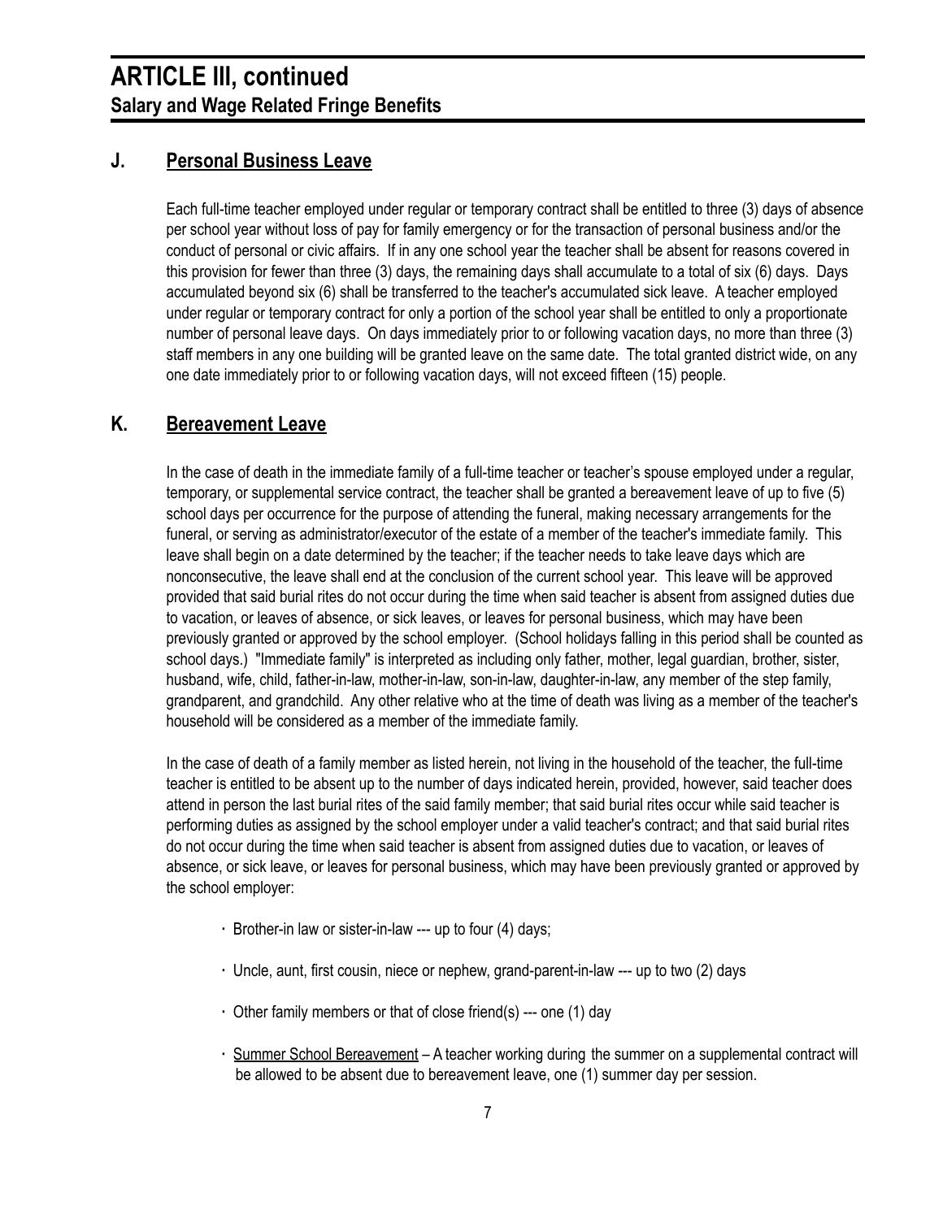# ARTICLE III, continued

## Salary and Wage Related Fringe Benefits

### J. Personal Business Leave

Each full-time teacher employed under regular or temporary contract shall be entitled to three (3) days of absence per school year without loss of pay for family emergency or for the transaction of personal business and/or the conduct of personal or civic affairs. If in any one school year the teacher shall be absent for reasons covered in this provision for fewer than three (3) days, the remaining days shall accumulate to a total of six (6) days. Days accumulated beyond six (6) shall be transferred to the teacher's accumulated sick leave. A teacher employed under regular or temporary contract for only a portion of the school year shall be entitled to only a proportionate number of personal leave days. On days immediately prior to or following vacation days, no more than three (3) staff members in any one building will be granted leave on the same date. The total granted district wide, on any one date immediately prior to or following vacation days, will not exceed fifteen (15) people.

### K. Bereavement Leave

In the case of death in the immediate family of a full-time teacher or teacher's spouse employed under a regular, temporary, or supplemental service contract, the teacher shall be granted a bereavement leave of up to five (5) school days per occurrence for the purpose of attending the funeral, making necessary arrangements for the funeral, or serving as administrator/executor of the estate of a member of the teacher's immediate family. This leave shall begin on a date determined by the teacher; if the teacher needs to take leave days which are nonconsecutive, the leave shall end at the conclusion of the current school year. This leave will be approved provided that said burial rites do not occur during the time when said teacher is absent from assigned duties due to vacation, or leaves of absence, or sick leaves, or leaves for personal business, which may have been previously granted or approved by the school employer. (School holidays falling in this period shall be counted as school days.) "Immediate family" is interpreted as including only father, mother, legal guardian, brother, sister, husband, wife, child, father-in-law, mother-in-law, son-in-law, daughter-in-law, any member of the step family, grandparent, and grandchild. Any other relative who at the time of death was living as a member of the teacher's household will be considered as a member of the immediate family.

In the case of death of a family member as listed herein, not living in the household of the teacher, the full-time teacher is entitled to be absent up to the number of days indicated herein, provided, however, said teacher does attend in person the last burial rites of the said family member; that said burial rites occur while said teacher is performing duties as assigned by the school employer under a valid teacher's contract; and that said burial rites do not occur during the time when said teacher is absent from assigned duties due to vacation, or leaves of absence, or sick leave, or leaves for personal business, which may have been previously granted or approved by the school employer:

- Brother-in law or sister-in-law --- up to four (4) days;
- Uncle, aunt, first cousin, niece or nephew, grand-parent-in-law --- up to two (2) days
- Other family members or that of close friend(s) --- one (1) day
- Summer School Bereavement – A teacher working during the summer on a supplemental contract will be allowed to be absent due to bereavement leave, one (1) summer day per session.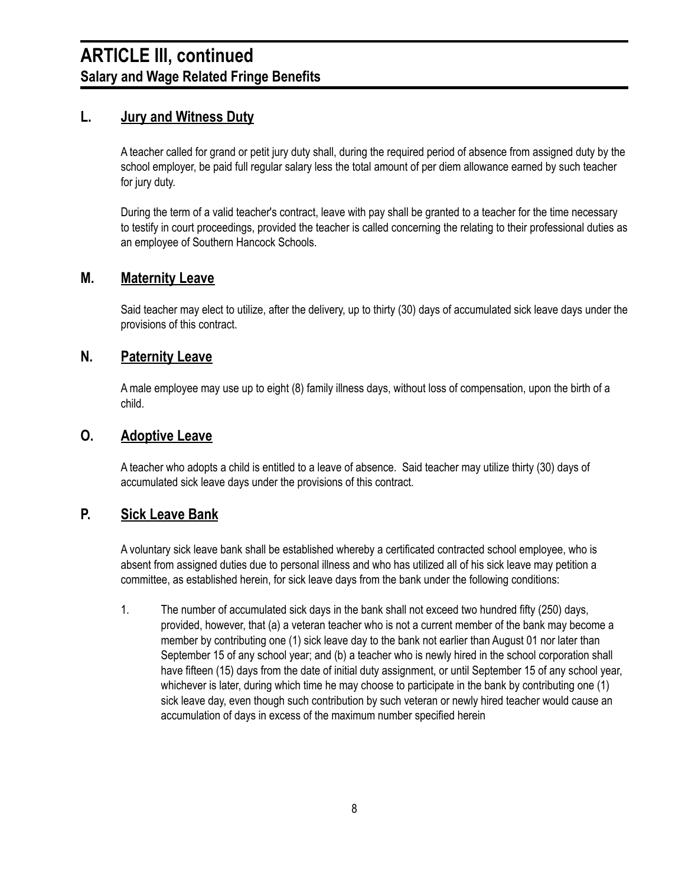# ARTICLE III, continued

## Salary and Wage Related Fringe Benefits

### L. Jury and Witness Duty

A teacher called for grand or petit jury duty shall, during the required period of absence from assigned duty by the school employer, be paid full regular salary less the total amount of per diem allowance earned by such teacher for jury duty.

During the term of a valid teacher's contract, leave with pay shall be granted to a teacher for the time necessary to testify in court proceedings, provided the teacher is called concerning the relating to their professional duties as an employee of Southern Hancock Schools.

### M. Maternity Leave

Said teacher may elect to utilize, after the delivery, up to thirty (30) days of accumulated sick leave days under the provisions of this contract.

### N. Paternity Leave

A male employee may use up to eight (8) family illness days, without loss of compensation, upon the birth of a child.

### O. Adoptive Leave

A teacher who adopts a child is entitled to a leave of absence. Said teacher may utilize thirty (30) days of accumulated sick leave days under the provisions of this contract.

### P. Sick Leave Bank

A voluntary sick leave bank shall be established whereby a certificated contracted school employee, who is absent from assigned duties due to personal illness and who has utilized all of his sick leave may petition a committee, as established herein, for sick leave days from the bank under the following conditions:

1. The number of accumulated sick days in the bank shall not exceed two hundred fifty (250) days, provided, however, that (a) a veteran teacher who is not a current member of the bank may become a member by contributing one (1) sick leave day to the bank not earlier than August 01 nor later than September 15 of any school year; and (b) a teacher who is newly hired in the school corporation shall have fifteen (15) days from the date of initial duty assignment, or until September 15 of any school year, whichever is later, during which time he may choose to participate in the bank by contributing one (1) sick leave day, even though such contribution by such veteran or newly hired teacher would cause an accumulation of days in excess of the maximum number specified herein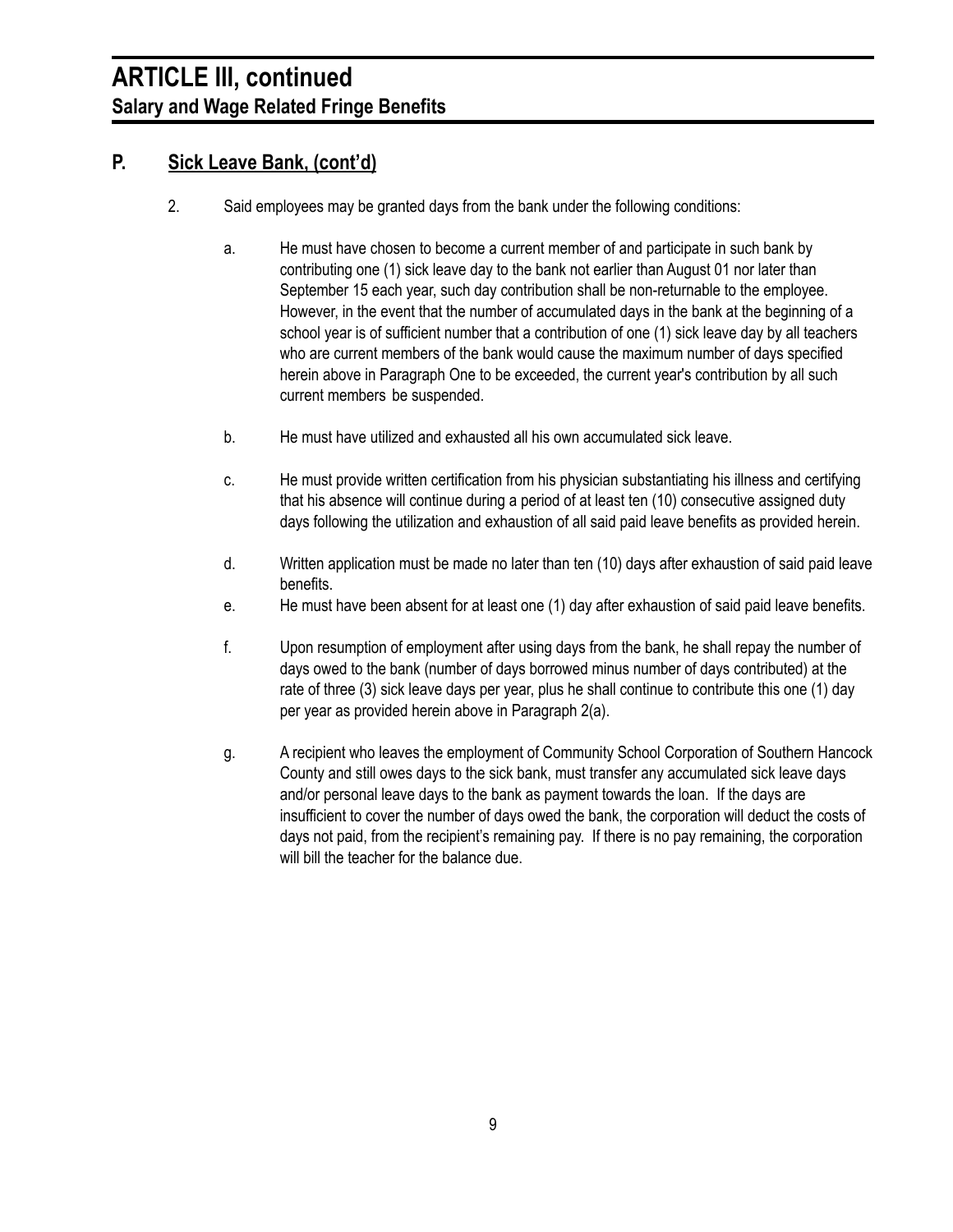# ARTICLE III, continued

## Salary and Wage Related Fringe Benefits

### P. Sick Leave Bank, (cont'd)

2. Said employees may be granted days from the bank under the following conditions:

   a. He must have chosen to become a current member of and participate in such bank by contributing one (1) sick leave day to the bank not earlier than August 01 nor later than September 15 each year, such day contribution shall be non-returnable to the employee. However, in the event that the number of accumulated days in the bank at the beginning of a school year is of sufficient number that a contribution of one (1) sick leave day by all teachers who are current members of the bank would cause the maximum number of days specified herein above in Paragraph One to be exceeded, the current year's contribution by all such current members be suspended.

   b. He must have utilized and exhausted all his own accumulated sick leave.

   c. He must provide written certification from his physician substantiating his illness and certifying that his absence will continue during a period of at least ten (10) consecutive assigned duty days following the utilization and exhaustion of all said paid leave benefits as provided herein.

   d. Written application must be made no later than ten (10) days after exhaustion of said paid leave benefits.

   e. He must have been absent for at least one (1) day after exhaustion of said paid leave benefits.

   f. Upon resumption of employment after using days from the bank, he shall repay the number of days owed to the bank (number of days borrowed minus number of days contributed) at the rate of three (3) sick leave days per year, plus he shall continue to contribute this one (1) day per year as provided herein above in Paragraph 2(a).

   g. A recipient who leaves the employment of Community School Corporation of Southern Hancock County and still owes days to the sick bank, must transfer any accumulated sick leave days and/or personal leave days to the bank as payment towards the loan. If the days are insufficient to cover the number of days owed the bank, the corporation will deduct the costs of days not paid, from the recipient's remaining pay. If there is no pay remaining, the corporation will bill the teacher for the balance due.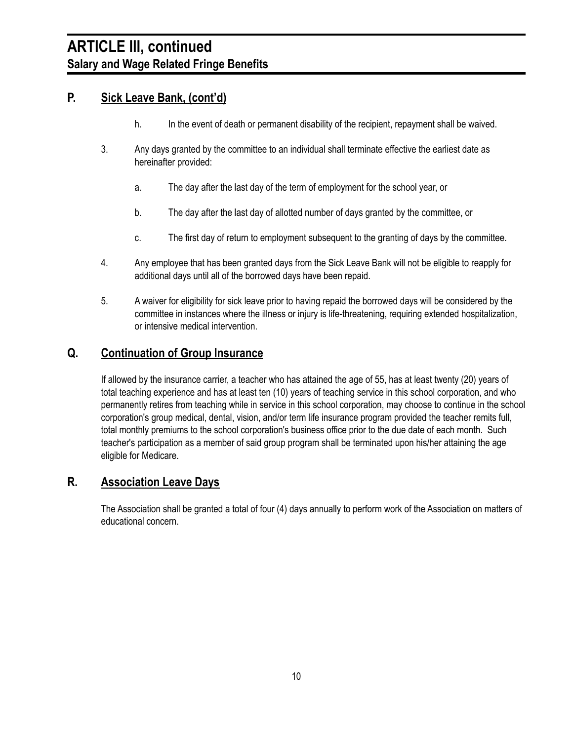# ARTICLE III, continued
## Salary and Wage Related Fringe Benefits

### P. Sick Leave Bank, (cont'd)

h. In the event of death or permanent disability of the recipient, repayment shall be waived.

3. Any days granted by the committee to an individual shall terminate effective the earliest date as hereinafter provided:

   a. The day after the last day of the term of employment for the school year, or

   b. The day after the last day of allotted number of days granted by the committee, or

   c. The first day of return to employment subsequent to the granting of days by the committee.

4. Any employee that has been granted days from the Sick Leave Bank will not be eligible to reapply for additional days until all of the borrowed days have been repaid.

5. A waiver for eligibility for sick leave prior to having repaid the borrowed days will be considered by the committee in instances where the illness or injury is life-threatening, requiring extended hospitalization, or intensive medical intervention.

### Q. Continuation of Group Insurance

If allowed by the insurance carrier, a teacher who has attained the age of 55, has at least twenty (20) years of total teaching experience and has at least ten (10) years of teaching service in this school corporation, and who permanently retires from teaching while in service in this school corporation, may choose to continue in the school corporation's group medical, dental, vision, and/or term life insurance program provided the teacher remits full, total monthly premiums to the school corporation's business office prior to the due date of each month. Such teacher's participation as a member of said group program shall be terminated upon his/her attaining the age eligible for Medicare.

### R. Association Leave Days

The Association shall be granted a total of four (4) days annually to perform work of the Association on matters of educational concern.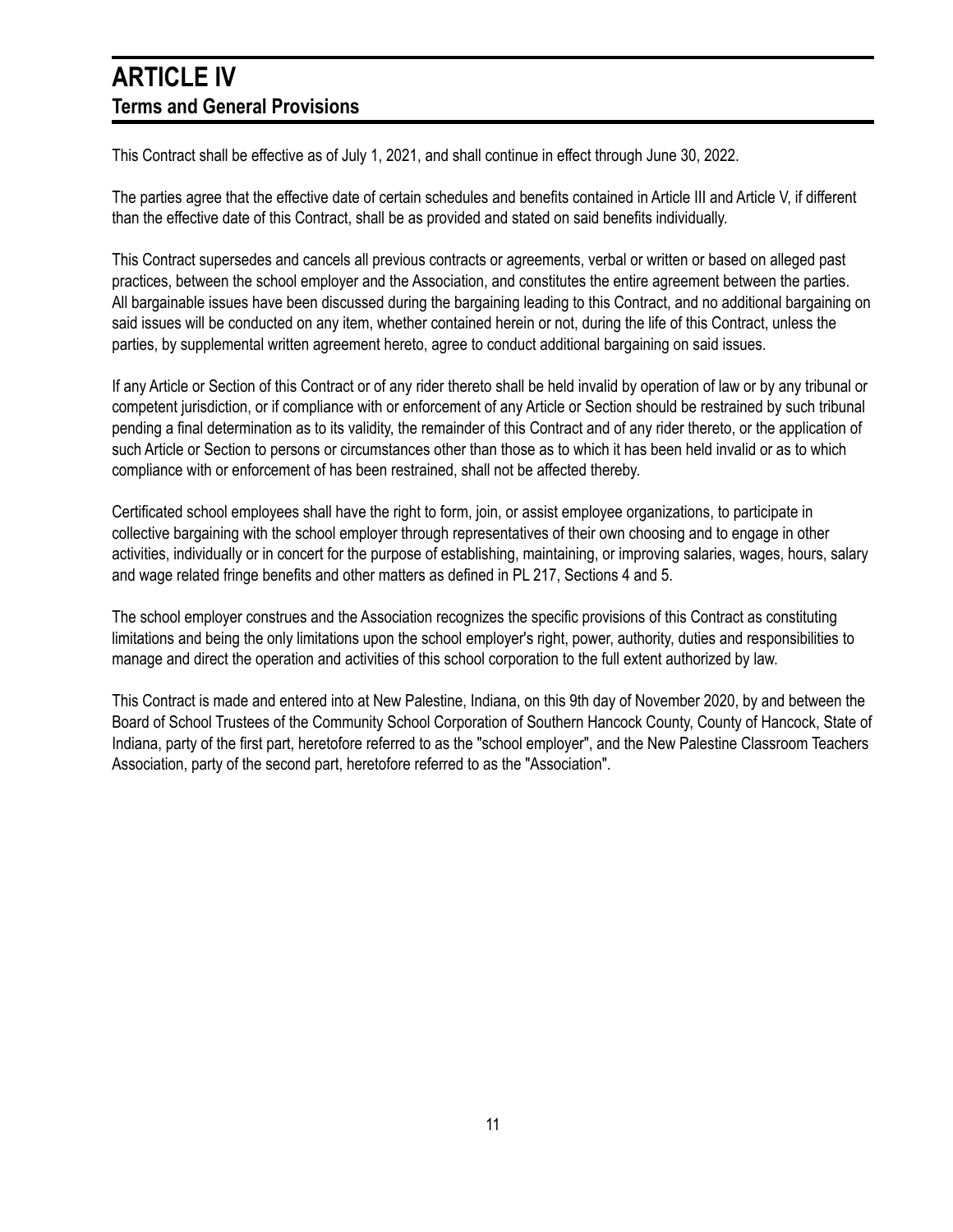# ARTICLE IV
## Terms and General Provisions

This Contract shall be effective as of July 1, 2021, and shall continue in effect through June 30, 2022.

The parties agree that the effective date of certain schedules and benefits contained in Article III and Article V, if different than the effective date of this Contract, shall be as provided and stated on said benefits individually.

This Contract supersedes and cancels all previous contracts or agreements, verbal or written or based on alleged past practices, between the school employer and the Association, and constitutes the entire agreement between the parties. All bargainable issues have been discussed during the bargaining leading to this Contract, and no additional bargaining on said issues will be conducted on any item, whether contained herein or not, during the life of this Contract, unless the parties, by supplemental written agreement hereto, agree to conduct additional bargaining on said issues.

If any Article or Section of this Contract or of any rider thereto shall be held invalid by operation of law or by any tribunal or competent jurisdiction, or if compliance with or enforcement of any Article or Section should be restrained by such tribunal pending a final determination as to its validity, the remainder of this Contract and of any rider thereto, or the application of such Article or Section to persons or circumstances other than those as to which it has been held invalid or as to which compliance with or enforcement of has been restrained, shall not be affected thereby.

Certificated school employees shall have the right to form, join, or assist employee organizations, to participate in collective bargaining with the school employer through representatives of their own choosing and to engage in other activities, individually or in concert for the purpose of establishing, maintaining, or improving salaries, wages, hours, salary and wage related fringe benefits and other matters as defined in PL 217, Sections 4 and 5.

The school employer construes and the Association recognizes the specific provisions of this Contract as constituting limitations and being the only limitations upon the school employer's right, power, authority, duties and responsibilities to manage and direct the operation and activities of this school corporation to the full extent authorized by law.

This Contract is made and entered into at New Palestine, Indiana, on this 9th day of November 2020, by and between the Board of School Trustees of the Community School Corporation of Southern Hancock County, County of Hancock, State of Indiana, party of the first part, heretofore referred to as the "school employer", and the New Palestine Classroom Teachers Association, party of the second part, heretofore referred to as the "Association".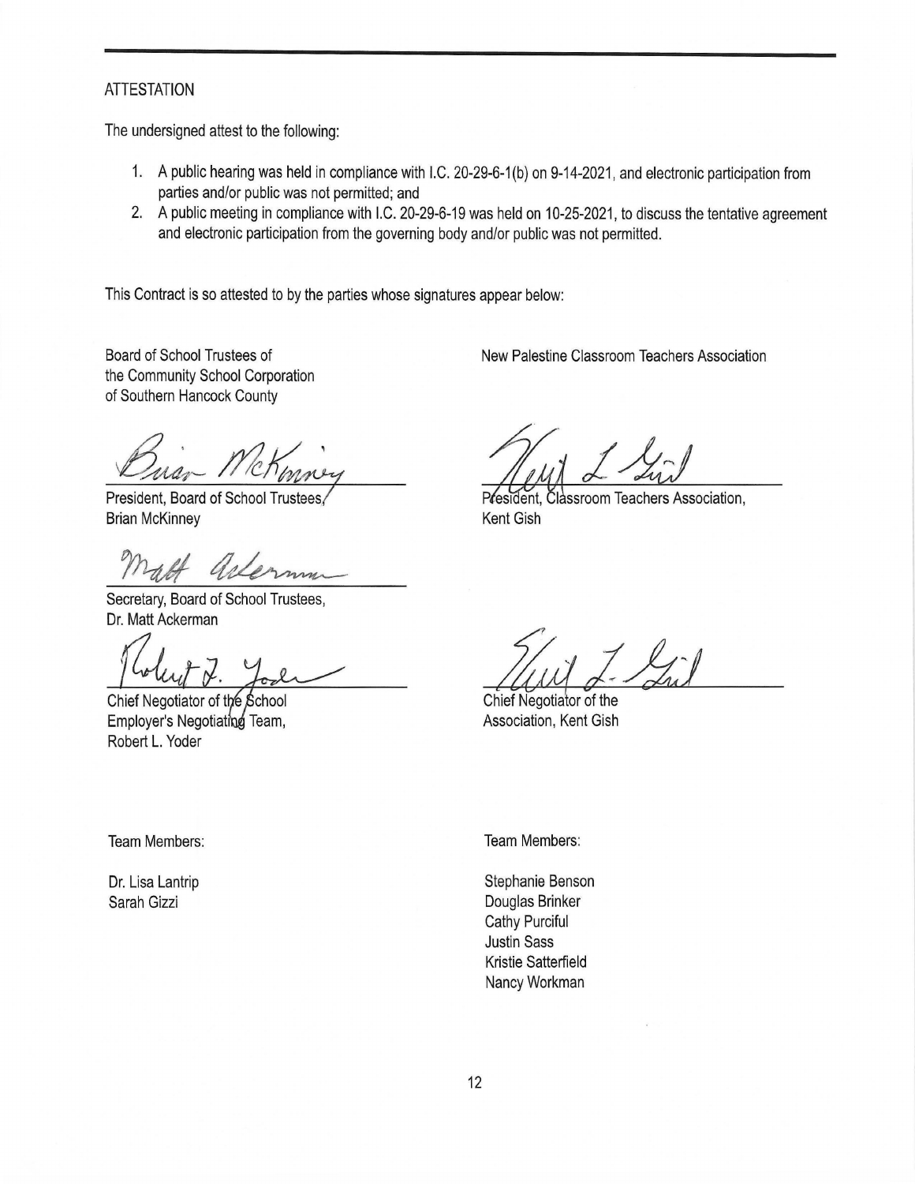## ATTESTATION

The undersigned attest to the following:

1. A public hearing was held in compliance with I.C. 20-29-6-1(b) on 9-14-2021, and electronic participation from parties and/or public was not permitted; and
2. A public meeting in compliance with I.C. 20-29-6-19 was held on 10-25-2021, to discuss the tentative agreement and electronic participation from the governing body and/or public was not permitted.

This Contract is so attested to by the parties whose signatures appear below:

Board of School Trustees of the Community School Corporation of Southern Hancock County

President, Board of School Trustees, Brian McKinney

Secretary, Board of School Trustees, Dr. Matt Ackerman

Chief Negotiator of the School Employer's Negotiating Team, Robert L. Yoder

Team Members:

Dr. Lisa Lantrip
Sarah Gizzi

New Palestine Classroom Teachers Association

President, Classroom Teachers Association, Kent Gish

Chief Negotiator of the Association, Kent Gish

Team Members:

Stephanie Benson
Douglas Brinker
Cathy Purciful
Justin Sass
Kristie Satterfield
Nancy Workman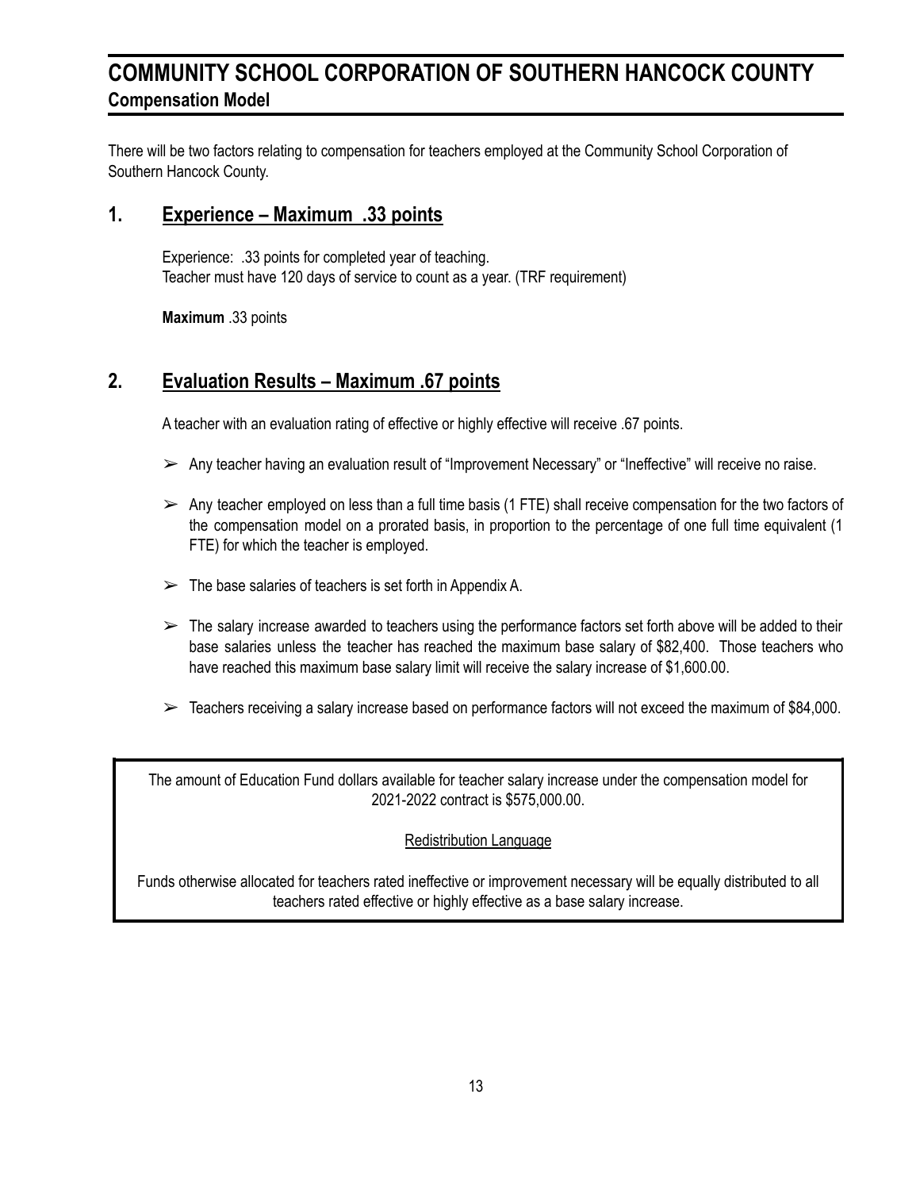# COMMUNITY SCHOOL CORPORATION OF SOUTHERN HANCOCK COUNTY

## Compensation Model

There will be two factors relating to compensation for teachers employed at the Community School Corporation of Southern Hancock County.

### 1. Experience – Maximum .33 points

Experience: .33 points for completed year of teaching.
Teacher must have 120 days of service to count as a year. (TRF requirement)

**Maximum** .33 points

### 2. Evaluation Results – Maximum .67 points

A teacher with an evaluation rating of effective or highly effective will receive .67 points.

- Any teacher having an evaluation result of "Improvement Necessary" or "Ineffective" will receive no raise.
- Any teacher employed on less than a full time basis (1 FTE) shall receive compensation for the two factors of the compensation model on a prorated basis, in proportion to the percentage of one full time equivalent (1 FTE) for which the teacher is employed.
- The base salaries of teachers is set forth in Appendix A.
- The salary increase awarded to teachers using the performance factors set forth above will be added to their base salaries unless the teacher has reached the maximum base salary of $82,400. Those teachers who have reached this maximum base salary limit will receive the salary increase of $1,600.00.
- Teachers receiving a salary increase based on performance factors will not exceed the maximum of $84,000.

The amount of Education Fund dollars available for teacher salary increase under the compensation model for 2021-2022 contract is $575,000.00.

Redistribution Language

Funds otherwise allocated for teachers rated ineffective or improvement necessary will be equally distributed to all teachers rated effective or highly effective as a base salary increase.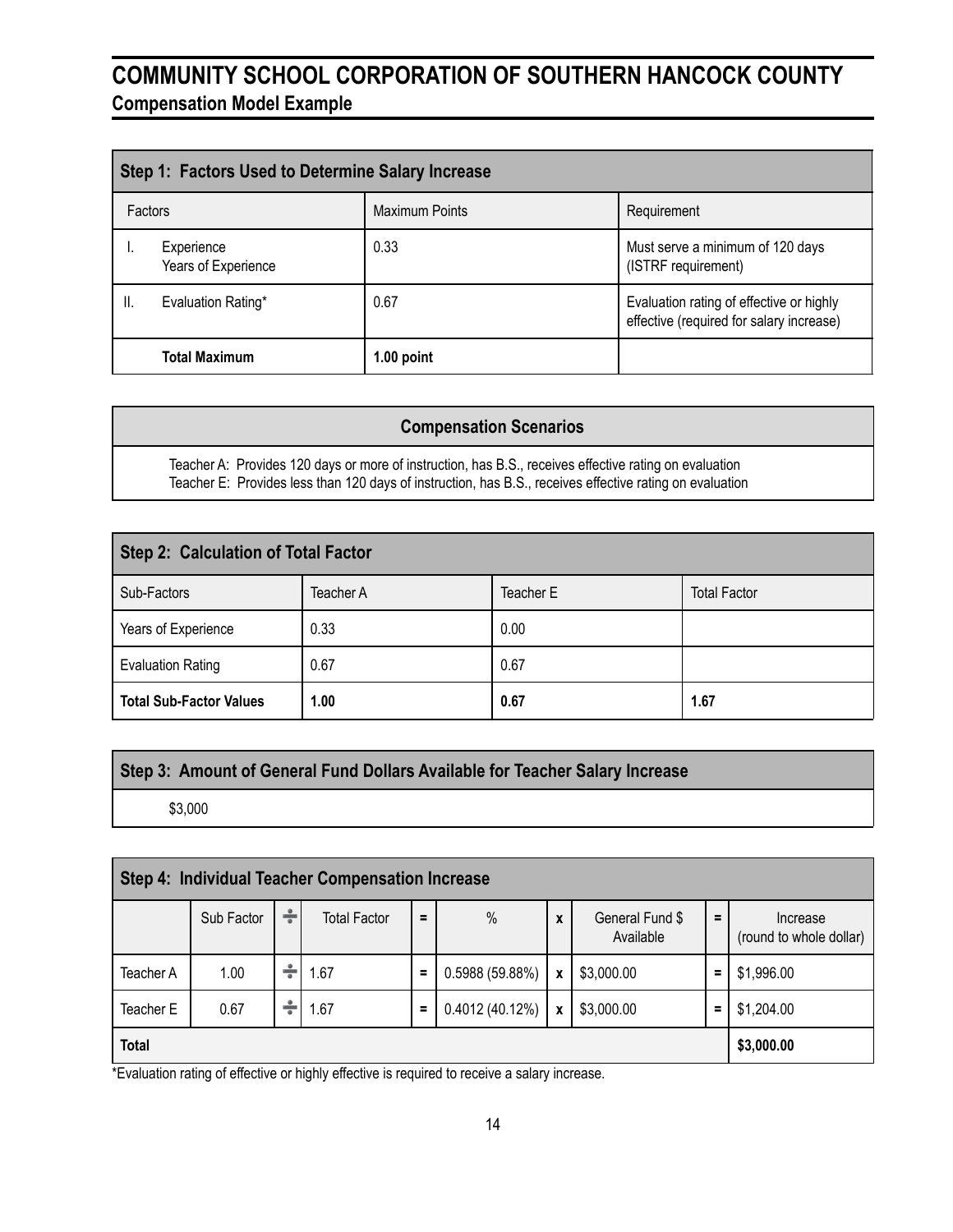# COMMUNITY SCHOOL CORPORATION OF SOUTHERN HANCOCK COUNTY

## Compensation Model Example

| Step 1: Factors Used to Determine Salary Increase | | |
|---|---|---|
| Factors | Maximum Points | Requirement |
| I. Experience Years of Experience | 0.33 | Must serve a minimum of 120 days (ISTRF requirement) |
| II. Evaluation Rating* | 0.67 | Evaluation rating of effective or highly effective (required for salary increase) |
| **Total Maximum** | **1.00 point** | |

| Compensation Scenarios |
|---|
| Teacher A: Provides 120 days or more of instruction, has B.S., receives effective rating on evaluation<br>Teacher E: Provides less than 120 days of instruction, has B.S., receives effective rating on evaluation |

| Step 2: Calculation of Total Factor | | | |
|---|---|---|---|
| Sub-Factors | Teacher A | Teacher E | Total Factor |
| Years of Experience | 0.33 | 0.00 | |
| Evaluation Rating | 0.67 | 0.67 | |
| **Total Sub-Factor Values** | **1.00** | **0.67** | **1.67** |

| Step 3: Amount of General Fund Dollars Available for Teacher Salary Increase |
|---|
| $3,000 |

| Step 4: Individual Teacher Compensation Increase | | | | | | | | | |
|---|---|---|---|---|---|---|---|---|---|
| | Sub Factor | ÷ | Total Factor | = | % | x | General Fund $ Available | = | Increase (round to whole dollar) |
| Teacher A | 1.00 | ÷ | 1.67 | = | 0.5988 (59.88%) | x | $3,000.00 | = | $1,996.00 |
| Teacher E | 0.67 | ÷ | 1.67 | = | 0.4012 (40.12%) | x | $3,000.00 | = | $1,204.00 |
| **Total** | | | | | | | | | **$3,000.00** |

*Evaluation rating of effective or highly effective is required to receive a salary increase.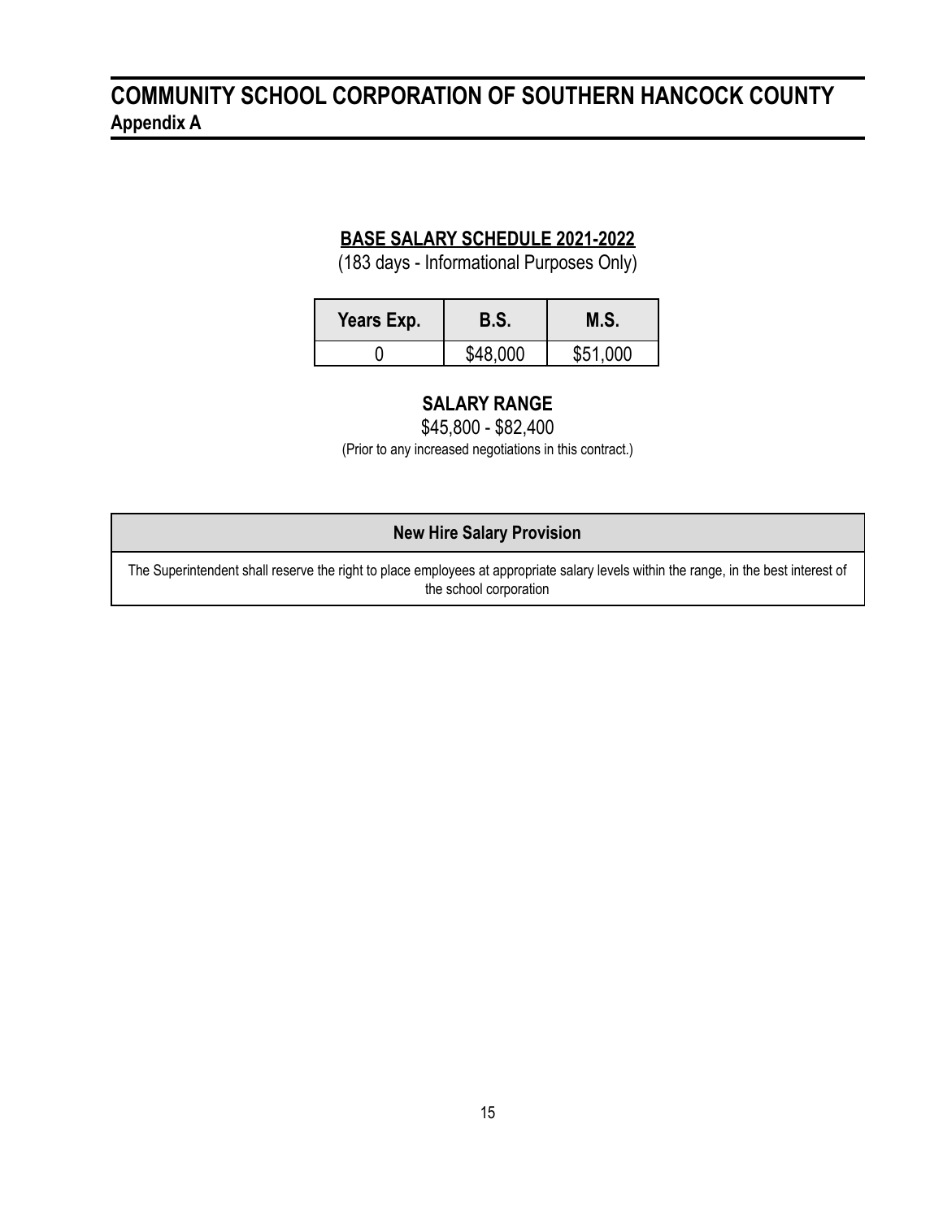# COMMUNITY SCHOOL CORPORATION OF SOUTHERN HANCOCK COUNTY

**Appendix A**

## BASE SALARY SCHEDULE 2021-2022

(183 days - Informational Purposes Only)

| Years Exp. | B.S. | M.S. |
|---|---|---|
| 0 | $48,000 | $51,000 |

### SALARY RANGE

$45,800 - $82,400

(Prior to any increased negotiations in this contract.)

| New Hire Salary Provision |
|---|
| The Superintendent shall reserve the right to place employees at appropriate salary levels within the range, in the best interest of the school corporation |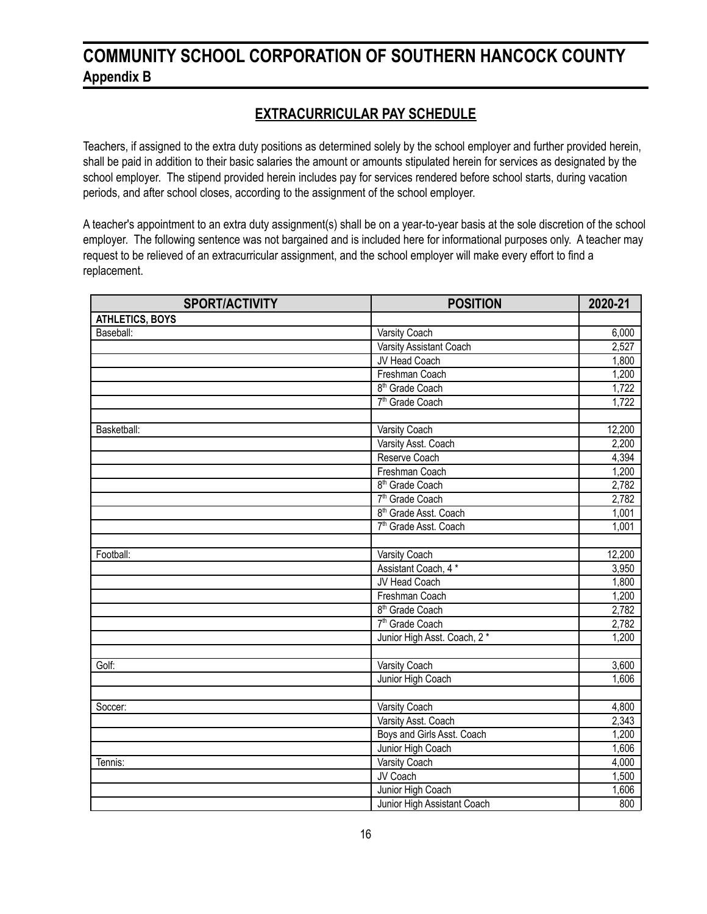# COMMUNITY SCHOOL CORPORATION OF SOUTHERN HANCOCK COUNTY

## Appendix B

### EXTRACURRICULAR PAY SCHEDULE

Teachers, if assigned to the extra duty positions as determined solely by the school employer and further provided herein, shall be paid in addition to their basic salaries the amount or amounts stipulated herein for services as designated by the school employer. The stipend provided herein includes pay for services rendered before school starts, during vacation periods, and after school closes, according to the assignment of the school employer.

A teacher's appointment to an extra duty assignment(s) shall be on a year-to-year basis at the sole discretion of the school employer. The following sentence was not bargained and is included here for informational purposes only. A teacher may request to be relieved of an extracurricular assignment, and the school employer will make every effort to find a replacement.

| SPORT/ACTIVITY | POSITION | 2020-21 |
|---|---|---|
| **ATHLETICS, BOYS** | | |
| Baseball: | Varsity Coach | 6,000 |
| | Varsity Assistant Coach | 2,527 |
| | JV Head Coach | 1,800 |
| | Freshman Coach | 1,200 |
| | 8th Grade Coach | 1,722 |
| | 7th Grade Coach | 1,722 |
| | | |
| Basketball: | Varsity Coach | 12,200 |
| | Varsity Asst. Coach | 2,200 |
| | Reserve Coach | 4,394 |
| | Freshman Coach | 1,200 |
| | 8th Grade Coach | 2,782 |
| | 7th Grade Coach | 2,782 |
| | 8th Grade Asst. Coach | 1,001 |
| | 7th Grade Asst. Coach | 1,001 |
| | | |
| Football: | Varsity Coach | 12,200 |
| | Assistant Coach, 4 * | 3,950 |
| | JV Head Coach | 1,800 |
| | Freshman Coach | 1,200 |
| | 8th Grade Coach | 2,782 |
| | 7th Grade Coach | 2,782 |
| | Junior High Asst. Coach, 2 * | 1,200 |
| | | |
| Golf: | Varsity Coach | 3,600 |
| | Junior High Coach | 1,606 |
| | | |
| Soccer: | Varsity Coach | 4,800 |
| | Varsity Asst. Coach | 2,343 |
| | Boys and Girls Asst. Coach | 1,200 |
| | Junior High Coach | 1,606 |
| Tennis: | Varsity Coach | 4,000 |
| | JV Coach | 1,500 |
| | Junior High Coach | 1,606 |
| | Junior High Assistant Coach | 800 |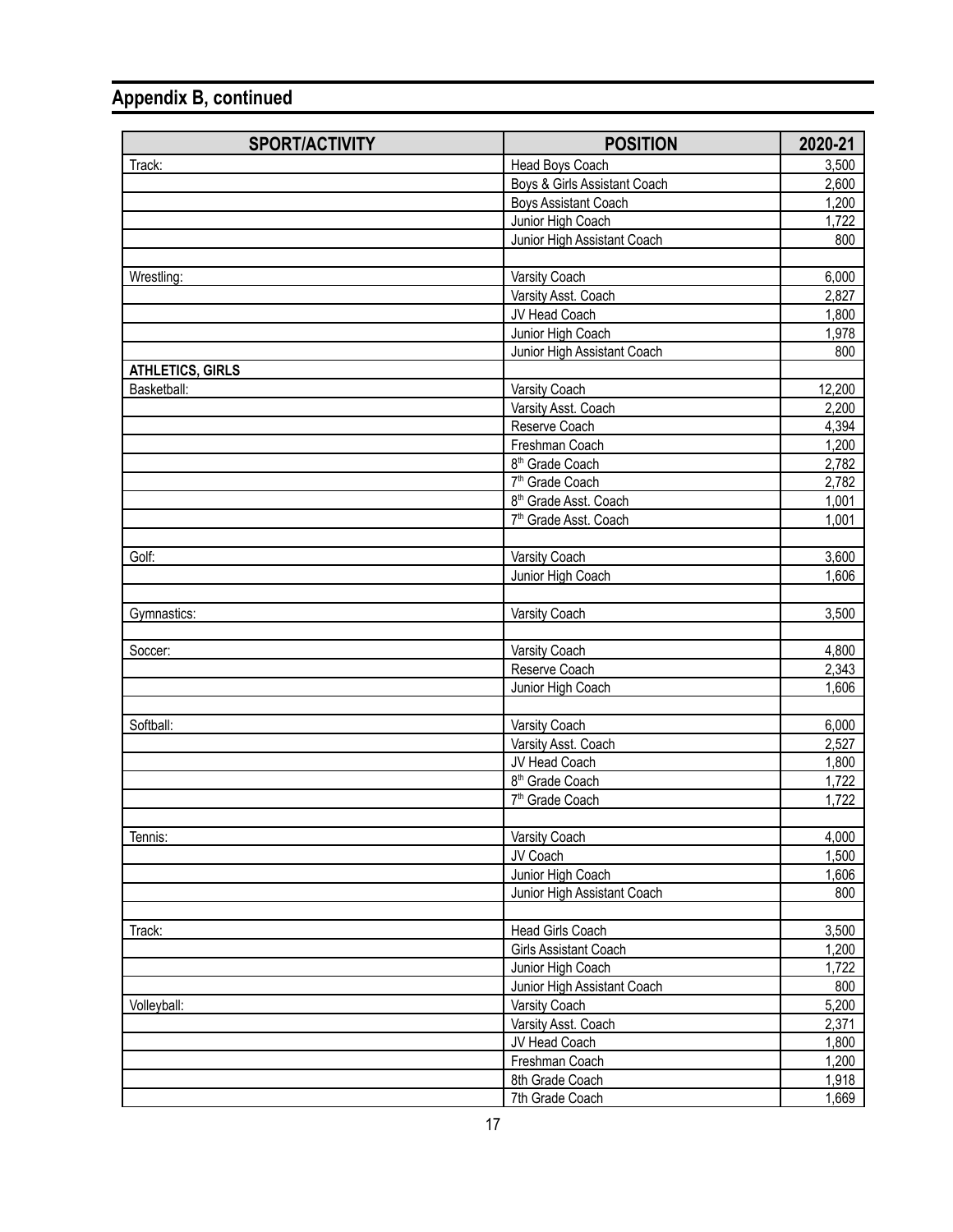## Appendix B, continued

| SPORT/ACTIVITY | POSITION | 2020-21 |
| --- | --- | --- |
| Track: | Head Boys Coach | 3,500 |
| | Boys & Girls Assistant Coach | 2,600 |
| | Boys Assistant Coach | 1,200 |
| | Junior High Coach | 1,722 |
| | Junior High Assistant Coach | 800 |
| | | |
| Wrestling: | Varsity Coach | 6,000 |
| | Varsity Asst. Coach | 2,827 |
| | JV Head Coach | 1,800 |
| | Junior High Coach | 1,978 |
| | Junior High Assistant Coach | 800 |
| **ATHLETICS, GIRLS** | | |
| Basketball: | Varsity Coach | 12,200 |
| | Varsity Asst. Coach | 2,200 |
| | Reserve Coach | 4,394 |
| | Freshman Coach | 1,200 |
| | 8th Grade Coach | 2,782 |
| | 7th Grade Coach | 2,782 |
| | 8th Grade Asst. Coach | 1,001 |
| | 7th Grade Asst. Coach | 1,001 |
| | | |
| Golf: | Varsity Coach | 3,600 |
| | Junior High Coach | 1,606 |
| | | |
| Gymnastics: | Varsity Coach | 3,500 |
| | | |
| Soccer: | Varsity Coach | 4,800 |
| | Reserve Coach | 2,343 |
| | Junior High Coach | 1,606 |
| | | |
| Softball: | Varsity Coach | 6,000 |
| | Varsity Asst. Coach | 2,527 |
| | JV Head Coach | 1,800 |
| | 8th Grade Coach | 1,722 |
| | 7th Grade Coach | 1,722 |
| | | |
| Tennis: | Varsity Coach | 4,000 |
| | JV Coach | 1,500 |
| | Junior High Coach | 1,606 |
| | Junior High Assistant Coach | 800 |
| | | |
| Track: | Head Girls Coach | 3,500 |
| | Girls Assistant Coach | 1,200 |
| | Junior High Coach | 1,722 |
| | Junior High Assistant Coach | 800 |
| Volleyball: | Varsity Coach | 5,200 |
| | Varsity Asst. Coach | 2,371 |
| | JV Head Coach | 1,800 |
| | Freshman Coach | 1,200 |
| | 8th Grade Coach | 1,918 |
| | 7th Grade Coach | 1,669 |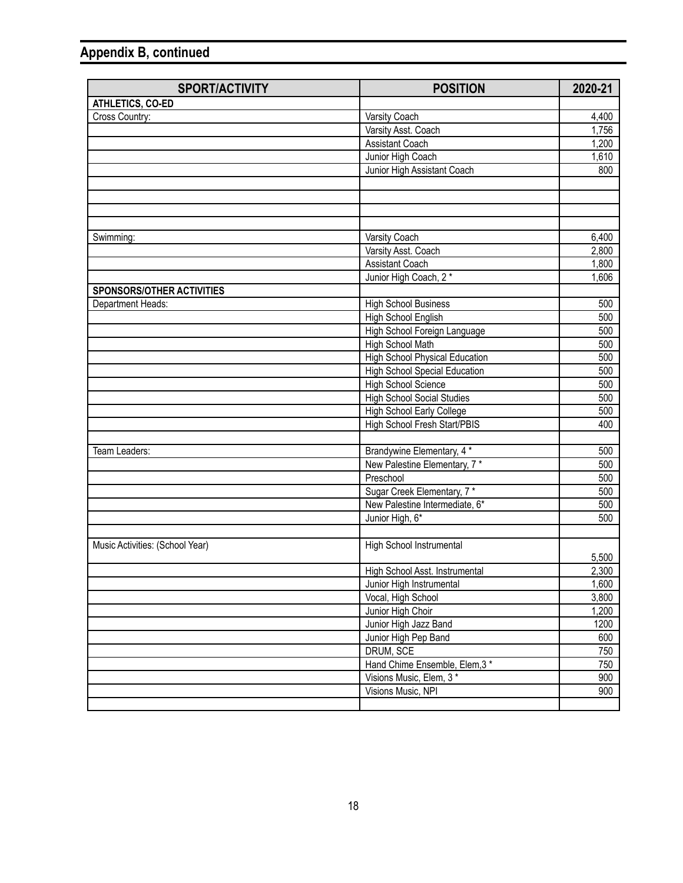## Appendix B, continued

| SPORT/ACTIVITY | POSITION | 2020-21 |
|---|---|---|
| **ATHLETICS, CO-ED** | | |
| Cross Country: | Varsity Coach | 4,400 |
| | Varsity Asst. Coach | 1,756 |
| | Assistant Coach | 1,200 |
| | Junior High Coach | 1,610 |
| | Junior High Assistant Coach | 800 |
| | | |
| | | |
| | | |
| | | |
| Swimming: | Varsity Coach | 6,400 |
| | Varsity Asst. Coach | 2,800 |
| | Assistant Coach | 1,800 |
| | Junior High Coach, 2 * | 1,606 |
| **SPONSORS/OTHER ACTIVITIES** | | |
| Department Heads: | High School Business | 500 |
| | High School English | 500 |
| | High School Foreign Language | 500 |
| | High School Math | 500 |
| | High School Physical Education | 500 |
| | High School Special Education | 500 |
| | High School Science | 500 |
| | High School Social Studies | 500 |
| | High School Early College | 500 |
| | High School Fresh Start/PBIS | 400 |
| | | |
| Team Leaders: | Brandywine Elementary, 4 * | 500 |
| | New Palestine Elementary, 7 * | 500 |
| | Preschool | 500 |
| | Sugar Creek Elementary, 7 * | 500 |
| | New Palestine Intermediate, 6* | 500 |
| | Junior High, 6* | 500 |
| | | |
| Music Activities: (School Year) | High School Instrumental | 5,500 |
| | High School Asst. Instrumental | 2,300 |
| | Junior High Instrumental | 1,600 |
| | Vocal, High School | 3,800 |
| | Junior High Choir | 1,200 |
| | Junior High Jazz Band | 1200 |
| | Junior High Pep Band | 600 |
| | DRUM, SCE | 750 |
| | Hand Chime Ensemble, Elem,3 * | 750 |
| | Visions Music, Elem, 3 * | 900 |
| | Visions Music, NPI | 900 |
| | | |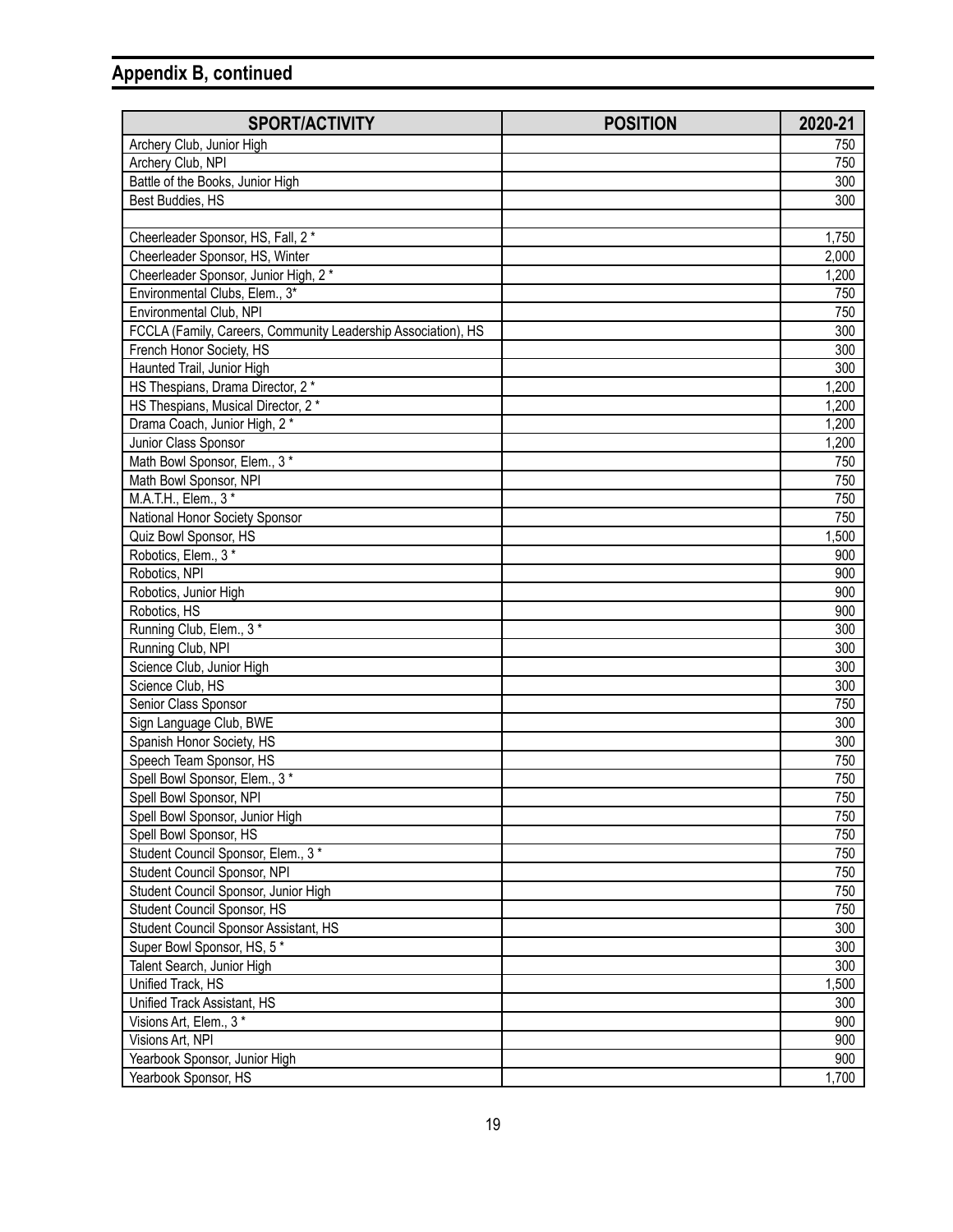## Appendix B, continued

| SPORT/ACTIVITY | POSITION | 2020-21 |
|---|---|---|
| Archery Club, Junior High | | 750 |
| Archery Club, NPI | | 750 |
| Battle of the Books, Junior High | | 300 |
| Best Buddies, HS | | 300 |
| | | |
| Cheerleader Sponsor, HS, Fall, 2 * | | 1,750 |
| Cheerleader Sponsor, HS, Winter | | 2,000 |
| Cheerleader Sponsor, Junior High, 2 * | | 1,200 |
| Environmental Clubs, Elem., 3* | | 750 |
| Environmental Club, NPI | | 750 |
| FCCLA (Family, Careers, Community Leadership Association), HS | | 300 |
| French Honor Society, HS | | 300 |
| Haunted Trail, Junior High | | 300 |
| HS Thespians, Drama Director, 2 * | | 1,200 |
| HS Thespians, Musical Director, 2 * | | 1,200 |
| Drama Coach, Junior High, 2 * | | 1,200 |
| Junior Class Sponsor | | 1,200 |
| Math Bowl Sponsor, Elem., 3 * | | 750 |
| Math Bowl Sponsor, NPI | | 750 |
| M.A.T.H., Elem., 3 * | | 750 |
| National Honor Society Sponsor | | 750 |
| Quiz Bowl Sponsor, HS | | 1,500 |
| Robotics, Elem., 3 * | | 900 |
| Robotics, NPI | | 900 |
| Robotics, Junior High | | 900 |
| Robotics, HS | | 900 |
| Running Club, Elem., 3 * | | 300 |
| Running Club, NPI | | 300 |
| Science Club, Junior High | | 300 |
| Science Club, HS | | 300 |
| Senior Class Sponsor | | 750 |
| Sign Language Club, BWE | | 300 |
| Spanish Honor Society, HS | | 300 |
| Speech Team Sponsor, HS | | 750 |
| Spell Bowl Sponsor, Elem., 3 * | | 750 |
| Spell Bowl Sponsor, NPI | | 750 |
| Spell Bowl Sponsor, Junior High | | 750 |
| Spell Bowl Sponsor, HS | | 750 |
| Student Council Sponsor, Elem., 3 * | | 750 |
| Student Council Sponsor, NPI | | 750 |
| Student Council Sponsor, Junior High | | 750 |
| Student Council Sponsor, HS | | 750 |
| Student Council Sponsor Assistant, HS | | 300 |
| Super Bowl Sponsor, HS, 5 * | | 300 |
| Talent Search, Junior High | | 300 |
| Unified Track, HS | | 1,500 |
| Unified Track Assistant, HS | | 300 |
| Visions Art, Elem., 3 * | | 900 |
| Visions Art, NPI | | 900 |
| Yearbook Sponsor, Junior High | | 900 |
| Yearbook Sponsor, HS | | 1,700 |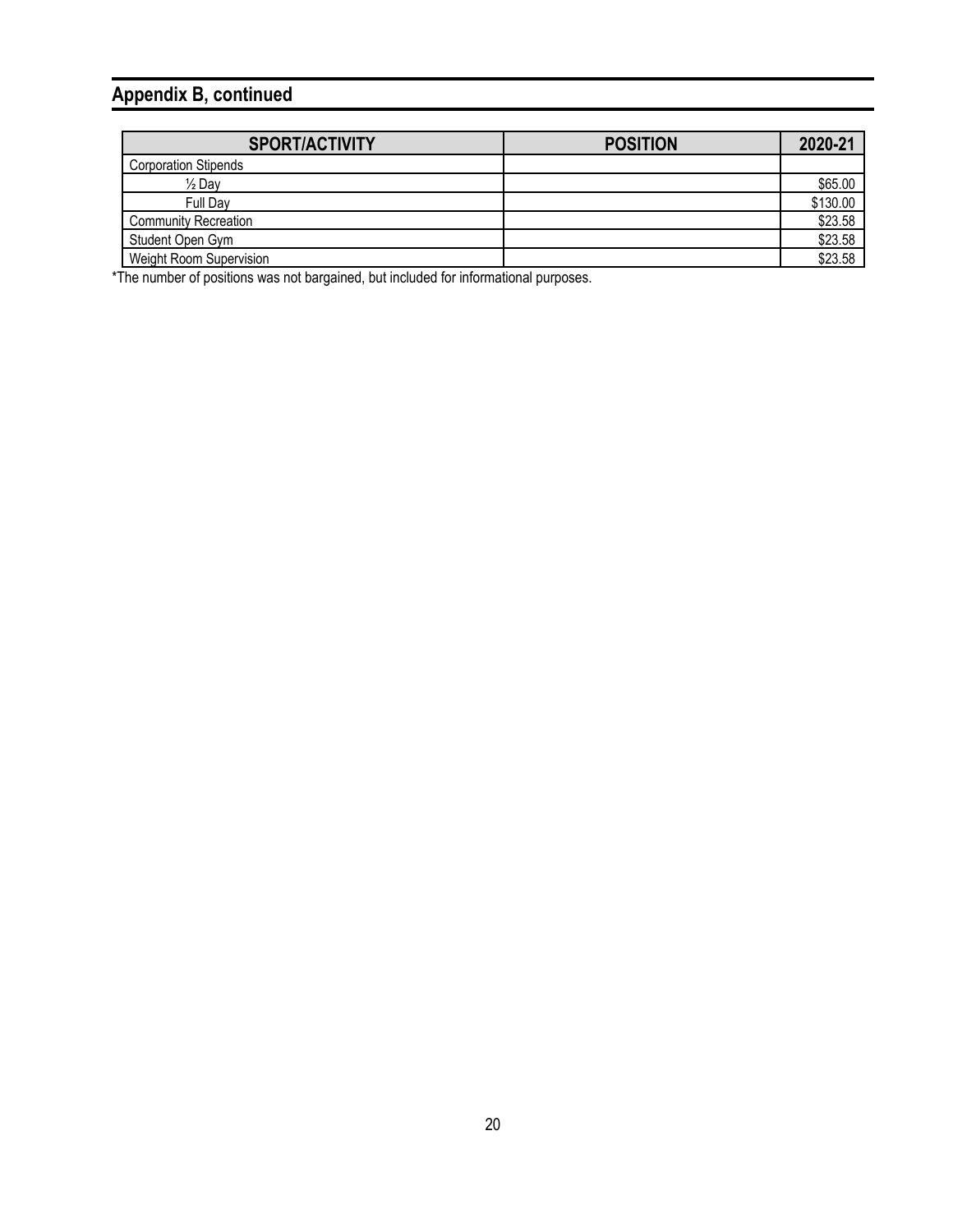## Appendix B, continued

| SPORT/ACTIVITY | POSITION | 2020-21 |
|---|---|---|
| Corporation Stipends | | |
| ½ Day | | $65.00 |
| Full Day | | $130.00 |
| Community Recreation | | $23.58 |
| Student Open Gym | | $23.58 |
| Weight Room Supervision | | $23.58 |

*The number of positions was not bargained, but included for informational purposes.